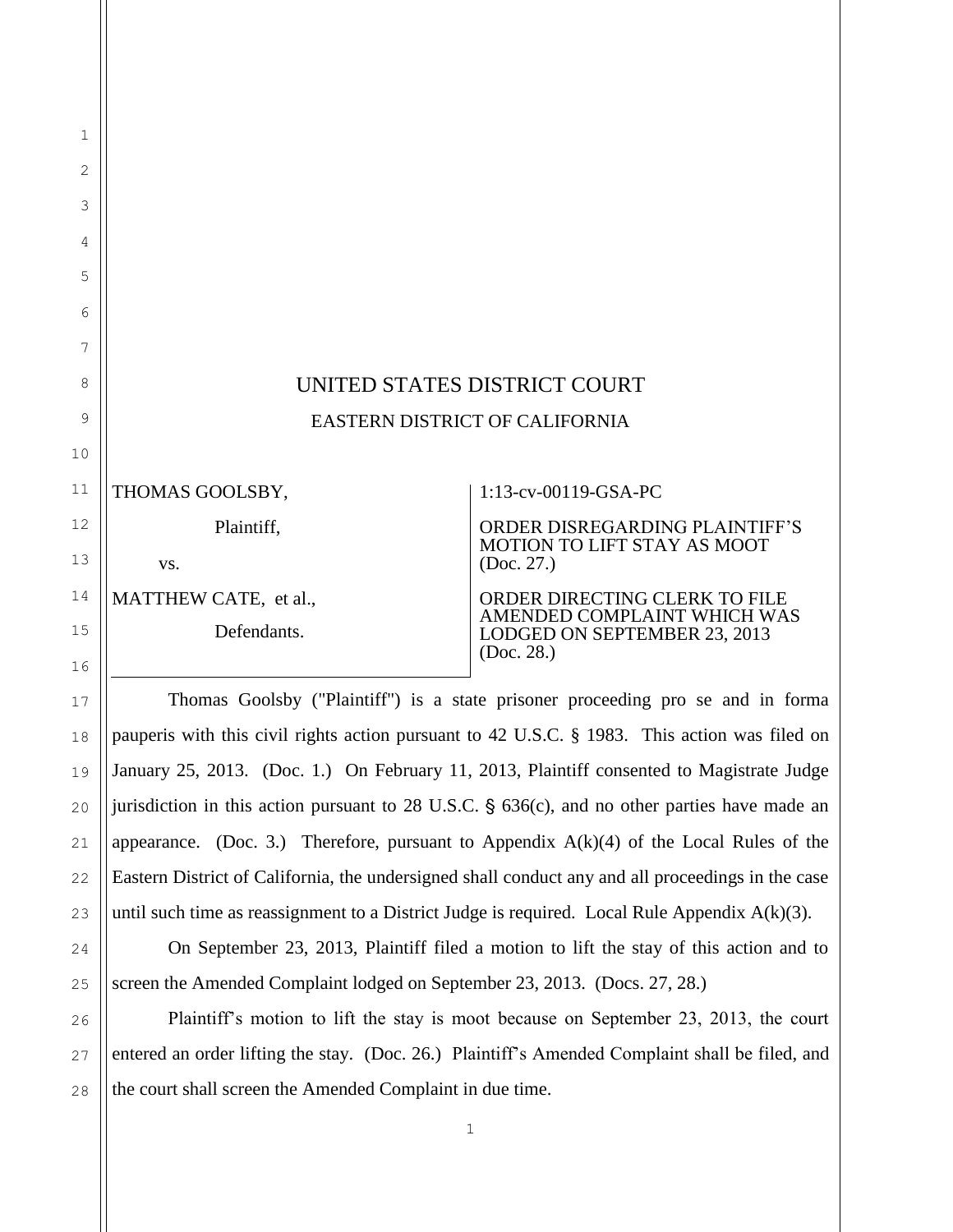# UNITED STATES DISTRICT COURT

## EASTERN DISTRICT OF CALIFORNIA

| | |
|---|---|
| THOMAS GOOLSBY,<br><br>Plaintiff,<br><br>vs.<br><br>MATTHEW CATE, et al.,<br><br>Defendants. | 1:13-cv-00119-GSA-PC<br><br>ORDER DISREGARDING PLAINTIFF'S MOTION TO LIFT STAY AS MOOT (Doc. 27.)<br><br>ORDER DIRECTING CLERK TO FILE AMENDED COMPLAINT WHICH WAS LODGED ON SEPTEMBER 23, 2013 (Doc. 28.) |

Thomas Goolsby ("Plaintiff") is a state prisoner proceeding pro se and in forma pauperis with this civil rights action pursuant to 42 U.S.C. § 1983. This action was filed on January 25, 2013. (Doc. 1.) On February 11, 2013, Plaintiff consented to Magistrate Judge jurisdiction in this action pursuant to 28 U.S.C. § 636(c), and no other parties have made an appearance. (Doc. 3.) Therefore, pursuant to Appendix A(k)(4) of the Local Rules of the Eastern District of California, the undersigned shall conduct any and all proceedings in the case until such time as reassignment to a District Judge is required. Local Rule Appendix A(k)(3).

On September 23, 2013, Plaintiff filed a motion to lift the stay of this action and to screen the Amended Complaint lodged on September 23, 2013. (Docs. 27, 28.)

Plaintiff's motion to lift the stay is moot because on September 23, 2013, the court entered an order lifting the stay. (Doc. 26.) Plaintiff's Amended Complaint shall be filed, and the court shall screen the Amended Complaint in due time.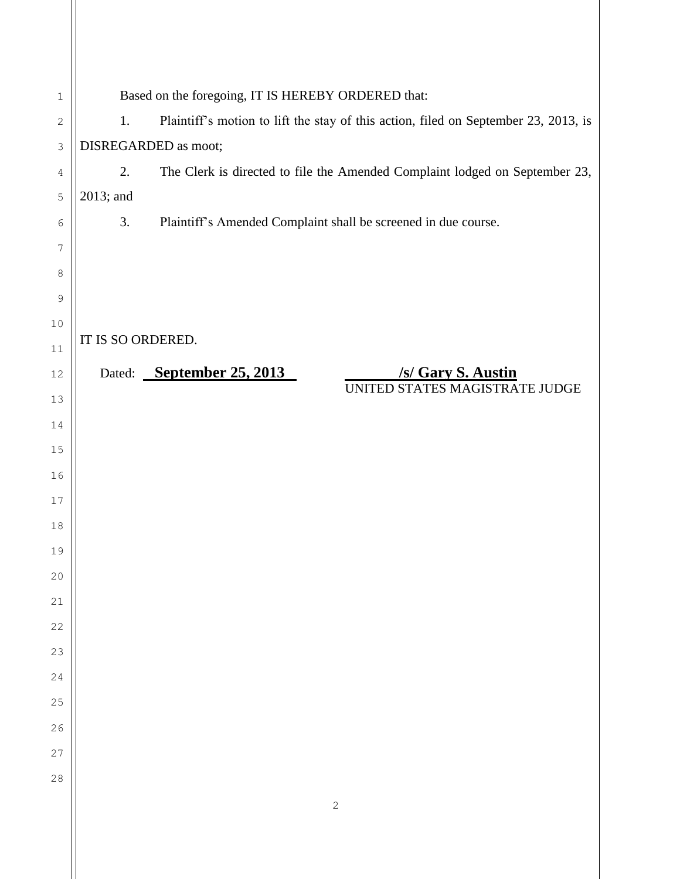Based on the foregoing, IT IS HEREBY ORDERED that:

1. Plaintiff's motion to lift the stay of this action, filed on September 23, 2013, is DISREGARDED as moot;

2. The Clerk is directed to file the Amended Complaint lodged on September 23, 2013; and

3. Plaintiff's Amended Complaint shall be screened in due course.

IT IS SO ORDERED.

Dated: **September 25, 2013**

**/s/ Gary S. Austin**
UNITED STATES MAGISTRATE JUDGE